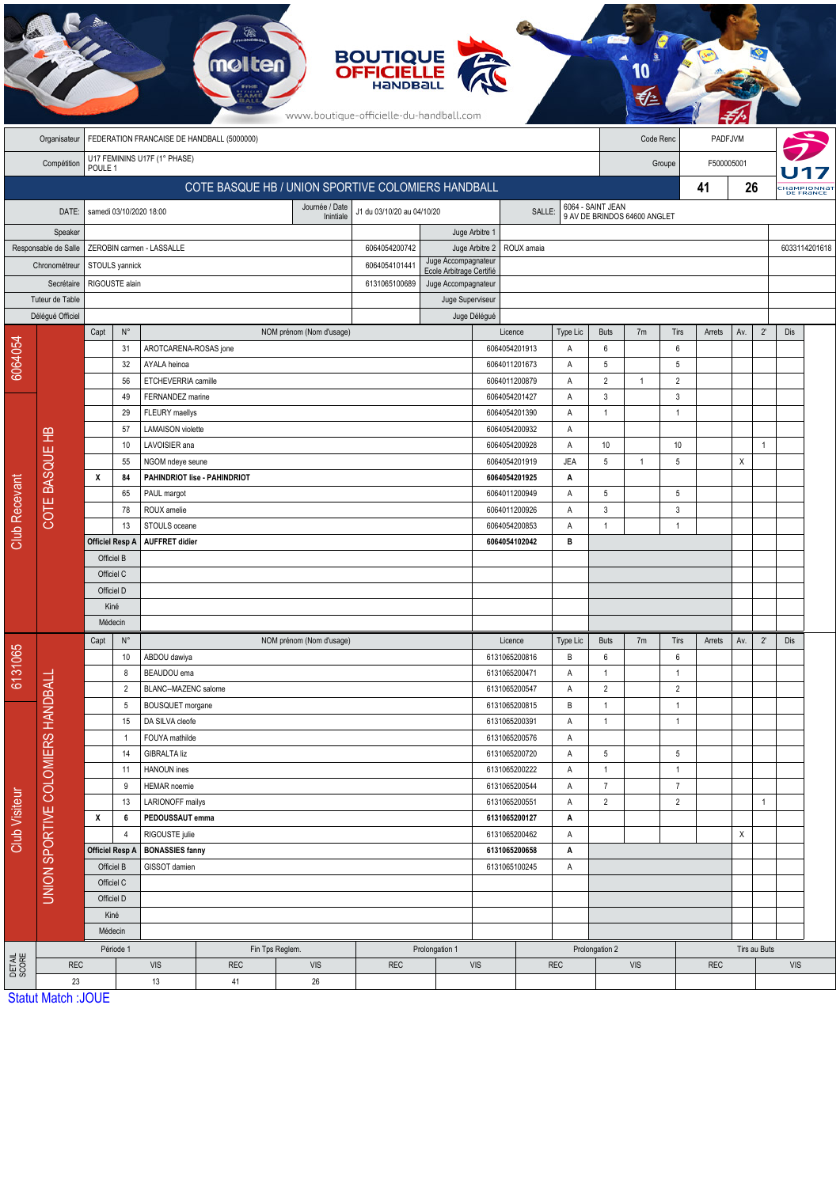BOUTIQUE OFFICIELLE HANDBALL

www.boutique-officielle-du-handball.com

| | | | |
|---|---|---|---|
| Organisateur | FEDERATION FRANCAISE DE HANDBALL (5000000) | Code Renc | PADFJVM |
| Compétition | U17 FEMININS U17F (1° PHASE) POULE 1 | Groupe | F500005001 |

## COTE BASQUE HB / UNION SPORTIVE COLOMIERS HANDBALL — 41 – 26

| | | | | | |
|---|---|---|---|---|---|
| DATE: | samedi 03/10/2020 18:00 | Journée / Date Initiale | J1 du 03/10/20 au 04/10/20 | SALLE: | 6064 - SAINT JEAN 9 AV DE BRINDOS 64600 ANGLET |

| | | | | | |
|---|---|---|---|---|---|
| Speaker | | | Juge Arbitre 1 | | |
| Responsable de Salle | ZEROBIN carmen - LASSALLE | 6064054200742 | Juge Arbitre 2 | ROUX amaia | 6033114201618 |
| Chronométreur | STOULS yannick | 6064054101441 | Juge Accompagnateur Ecole Arbitrage Certifié | | |
| Secrétaire | RIGOUSTE alain | 6131065100689 | Juge Accompagnateur | | |
| Tuteur de Table | | | Juge Superviseur | | |
| Délégué Officiel | | | Juge Délégué | | |

### Club Recevant — 6064054 — COTE BASQUE HB

| Capt | N° | NOM prénom (Nom d'usage) | Licence | Type Lic | Buts | 7m | Tirs | Arrets | Av. | 2' | Dis |
|---|---|---|---|---|---|---|---|---|---|---|---|
| | 31 | AROTCARENA-ROSAS jone | 6064054201913 | A | 6 | | 6 | | | | |
| | 32 | AYALA heinoa | 6064011201673 | A | 5 | | 5 | | | | |
| | 56 | ETCHEVERRIA camille | 6064011200879 | A | 2 | 1 | 2 | | | | |
| | 49 | FERNANDEZ marine | 6064054201427 | A | 3 | | 3 | | | | |
| | 29 | FLEURY maellys | 6064054201390 | A | 1 | | 1 | | | | |
| | 57 | LAMAISON violette | 6064054200932 | A | | | | | | | |
| | 10 | LAVOISIER ana | 6064054200928 | A | 10 | | 10 | | | 1 | |
| | 55 | NGOM ndeye seune | 6064054201919 | JEA | 5 | 1 | 5 | | X | | |
| **X** | **84** | **PAHINDRIOT lise - PAHINDRIOT** | **6064054201925** | **A** | | | | | | | |
| | 65 | PAUL margot | 6064011200949 | A | 5 | | 5 | | | | |
| | 78 | ROUX amelie | 6064011200926 | A | 3 | | 3 | | | | |
| | 13 | STOULS oceane | 6064054200853 | A | 1 | | 1 | | | | |
| **Officiel Resp A** | | **AUFFRET didier** | **6064054102042** | **B** | | | | | | | |
| Officiel B | | | | | | | | | | | |
| Officiel C | | | | | | | | | | | |
| Officiel D | | | | | | | | | | | |
| Kiné | | | | | | | | | | | |
| Médecin | | | | | | | | | | | |

### Club Visiteur — 6131065 — UNION SPORTIVE COLOMIERS HANDBALL

| Capt | N° | NOM prénom (Nom d'usage) | Licence | Type Lic | Buts | 7m | Tirs | Arrets | Av. | 2' | Dis |
|---|---|---|---|---|---|---|---|---|---|---|---|
| | 10 | ABDOU dawiya | 6131065200816 | B | 6 | | 6 | | | | |
| | 8 | BEAUDOU ema | 6131065200471 | A | 1 | | 1 | | | | |
| | 2 | BLANC--MAZENC salome | 6131065200547 | A | 2 | | 2 | | | | |
| | 5 | BOUSQUET morgane | 6131065200815 | B | 1 | | 1 | | | | |
| | 15 | DA SILVA cleofe | 6131065200391 | A | 1 | | 1 | | | | |
| | 1 | FOUYA mathilde | 6131065200576 | A | | | | | | | |
| | 14 | GIBRALTA liz | 6131065200720 | A | 5 | | 5 | | | | |
| | 11 | HANOUN ines | 6131065200222 | A | 1 | | 1 | | | | |
| | 9 | HEMAR noemie | 6131065200544 | A | 7 | | 7 | | | | |
| | 13 | LARIONOFF mailys | 6131065200551 | A | 2 | | 2 | | | 1 | |
| **X** | **6** | **PEDOUSSAUT emma** | **6131065200127** | **A** | | | | | | | |
| | 4 | RIGOUSTE julie | 6131065200462 | A | | | | | X | | |
| **Officiel Resp A** | | **BONASSIES fanny** | **6131065200658** | **A** | | | | | | | |
| Officiel B | | GISSOT damien | 6131065100245 | A | | | | | | | |
| Officiel C | | | | | | | | | | | |
| Officiel D | | | | | | | | | | | |
| Kiné | | | | | | | | | | | |
| Médecin | | | | | | | | | | | |

### DETAIL SCORE

| Période 1 | | Fin Tps Reglem. | | Prolongation 1 | | Prolongation 2 | | Tirs au Buts | |
|---|---|---|---|---|---|---|---|---|---|
| REC | VIS | REC | VIS | REC | VIS | REC | VIS | REC | VIS |
| 23 | 13 | 41 | 26 | | | | | | |

Statut Match :JOUE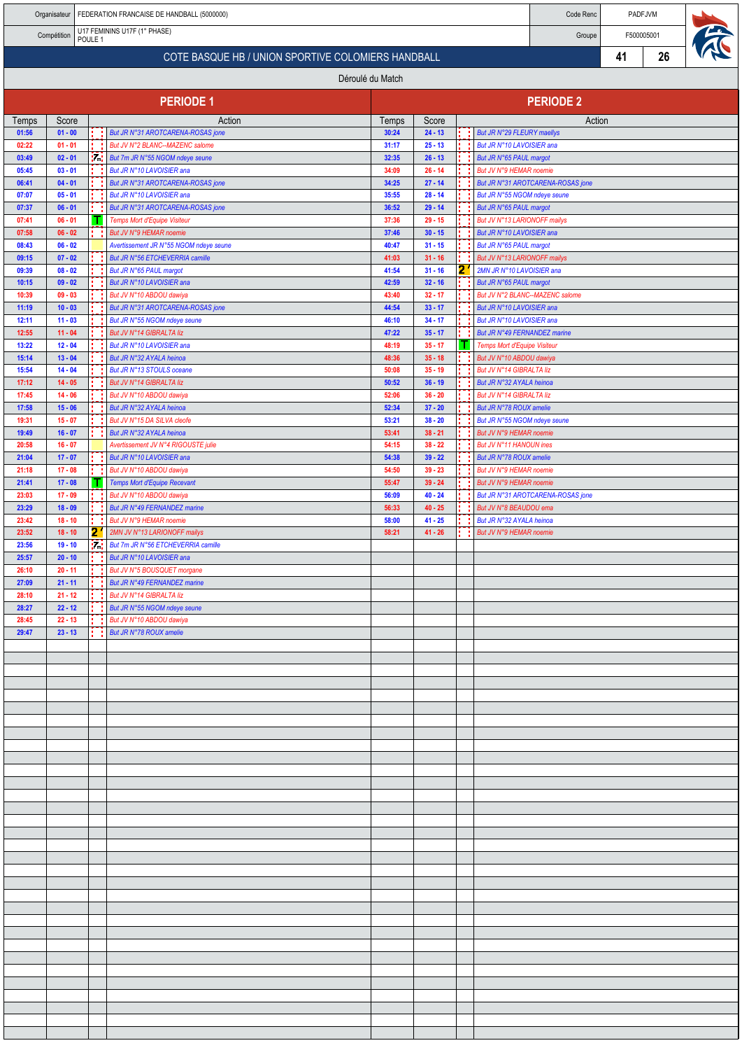| Organisateur | FEDERATION FRANCAISE DE HANDBALL (5000000) | Code Renc | PADFJVM |
|---|---|---|---|
| Compétition | U17 FEMININS U17F (1° PHASE) POULE 1 | Groupe | F500005001 |

## COTE BASQUE HB / UNION SPORTIVE COLOMIERS HANDBALL — 41 - 26

### Déroulé du Match

#### PERIODE 1

| Temps | Score | Action |
|---|---|---|
| 01:56 | 01 - 00 | But JR N°31 AROTCARENA-ROSAS jone |
| 02:22 | 01 - 01 | But JV N°2 BLANC--MAZENC salome |
| 03:49 | 02 - 01 | But 7m JR N°55 NGOM ndeye seune |
| 05:45 | 03 - 01 | But JR N°10 LAVOISIER ana |
| 06:41 | 04 - 01 | But JR N°31 AROTCARENA-ROSAS jone |
| 07:07 | 05 - 01 | But JR N°10 LAVOISIER ana |
| 07:37 | 06 - 01 | But JR N°31 AROTCARENA-ROSAS jone |
| 07:41 | 06 - 01 | Temps Mort d'Equipe Visiteur |
| 07:58 | 06 - 02 | But JV N°9 HEMAR noemie |
| 08:43 | 06 - 02 | Avertissement JR N°55 NGOM ndeye seune |
| 09:15 | 07 - 02 | But JR N°56 ETCHEVERRIA camille |
| 09:39 | 08 - 02 | But JR N°65 PAUL margot |
| 10:15 | 09 - 02 | But JR N°10 LAVOISIER ana |
| 10:39 | 09 - 03 | But JV N°10 ABDOU dawiya |
| 11:19 | 10 - 03 | But JR N°31 AROTCARENA-ROSAS jone |
| 12:11 | 11 - 03 | But JR N°55 NGOM ndeye seune |
| 12:55 | 11 - 04 | But JV N°14 GIBRALTA liz |
| 13:22 | 12 - 04 | But JR N°10 LAVOISIER ana |
| 15:14 | 13 - 04 | But JR N°32 AYALA heinoa |
| 15:54 | 14 - 04 | But JR N°13 STOULS oceane |
| 17:12 | 14 - 05 | But JV N°14 GIBRALTA liz |
| 17:45 | 14 - 06 | But JV N°10 ABDOU dawiya |
| 17:58 | 15 - 06 | But JR N°32 AYALA heinoa |
| 19:31 | 15 - 07 | But JV N°15 DA SILVA cleofe |
| 19:49 | 16 - 07 | But JR N°32 AYALA heinoa |
| 20:58 | 16 - 07 | Avertissement JV N°4 RIGOUSTE julie |
| 21:04 | 17 - 07 | But JR N°10 LAVOISIER ana |
| 21:18 | 17 - 08 | But JV N°10 ABDOU dawiya |
| 21:41 | 17 - 08 | Temps Mort d'Equipe Recevant |
| 23:03 | 17 - 09 | But JV N°10 ABDOU dawiya |
| 23:29 | 18 - 09 | But JR N°49 FERNANDEZ marine |
| 23:42 | 18 - 10 | But JV N°9 HEMAR noemie |
| 23:52 | 18 - 10 | 2MN JV N°13 LARIONOFF mailys |
| 23:56 | 19 - 10 | But 7m JR N°56 ETCHEVERRIA camille |
| 25:57 | 20 - 10 | But JR N°10 LAVOISIER ana |
| 26:10 | 20 - 11 | But JV N°5 BOUSQUET morgane |
| 27:09 | 21 - 11 | But JR N°49 FERNANDEZ marine |
| 28:10 | 21 - 12 | But JV N°14 GIBRALTA liz |
| 28:27 | 22 - 12 | But JR N°55 NGOM ndeye seune |
| 28:45 | 22 - 13 | But JV N°10 ABDOU dawiya |
| 29:47 | 23 - 13 | But JR N°78 ROUX amelie |

#### PERIODE 2

| Temps | Score | Action |
|---|---|---|
| 30:24 | 24 - 13 | But JR N°29 FLEURY maellys |
| 31:17 | 25 - 13 | But JR N°10 LAVOISIER ana |
| 32:35 | 26 - 13 | But JR N°65 PAUL margot |
| 34:09 | 26 - 14 | But JV N°9 HEMAR noemie |
| 34:25 | 27 - 14 | But JR N°31 AROTCARENA-ROSAS jone |
| 35:55 | 28 - 14 | But JR N°55 NGOM ndeye seune |
| 36:52 | 29 - 14 | But JR N°65 PAUL margot |
| 37:36 | 29 - 15 | But JV N°13 LARIONOFF mailys |
| 37:46 | 30 - 15 | But JR N°10 LAVOISIER ana |
| 40:47 | 31 - 15 | But JR N°65 PAUL margot |
| 41:03 | 31 - 16 | But JV N°13 LARIONOFF mailys |
| 41:54 | 31 - 16 | 2MN JR N°10 LAVOISIER ana |
| 42:59 | 32 - 16 | But JR N°65 PAUL margot |
| 43:40 | 32 - 17 | But JV N°2 BLANC--MAZENC salome |
| 44:54 | 33 - 17 | But JR N°10 LAVOISIER ana |
| 46:10 | 34 - 17 | But JR N°10 LAVOISIER ana |
| 47:22 | 35 - 17 | But JR N°49 FERNANDEZ marine |
| 48:19 | 35 - 17 | Temps Mort d'Equipe Visiteur |
| 48:36 | 35 - 18 | But JV N°10 ABDOU dawiya |
| 50:08 | 35 - 19 | But JV N°14 GIBRALTA liz |
| 50:52 | 36 - 19 | But JR N°32 AYALA heinoa |
| 52:06 | 36 - 20 | But JV N°14 GIBRALTA liz |
| 52:34 | 37 - 20 | But JR N°78 ROUX amelie |
| 53:21 | 38 - 20 | But JR N°55 NGOM ndeye seune |
| 53:41 | 38 - 21 | But JV N°9 HEMAR noemie |
| 54:15 | 38 - 22 | But JV N°11 HANOUN ines |
| 54:38 | 39 - 22 | But JR N°78 ROUX amelie |
| 54:50 | 39 - 23 | But JV N°9 HEMAR noemie |
| 55:47 | 39 - 24 | But JV N°9 HEMAR noemie |
| 56:09 | 40 - 24 | But JR N°31 AROTCARENA-ROSAS jone |
| 56:33 | 40 - 25 | But JV N°8 BEAUDOU ema |
| 58:00 | 41 - 25 | But JR N°32 AYALA heinoa |
| 58:21 | 41 - 26 | But JV N°9 HEMAR noemie |